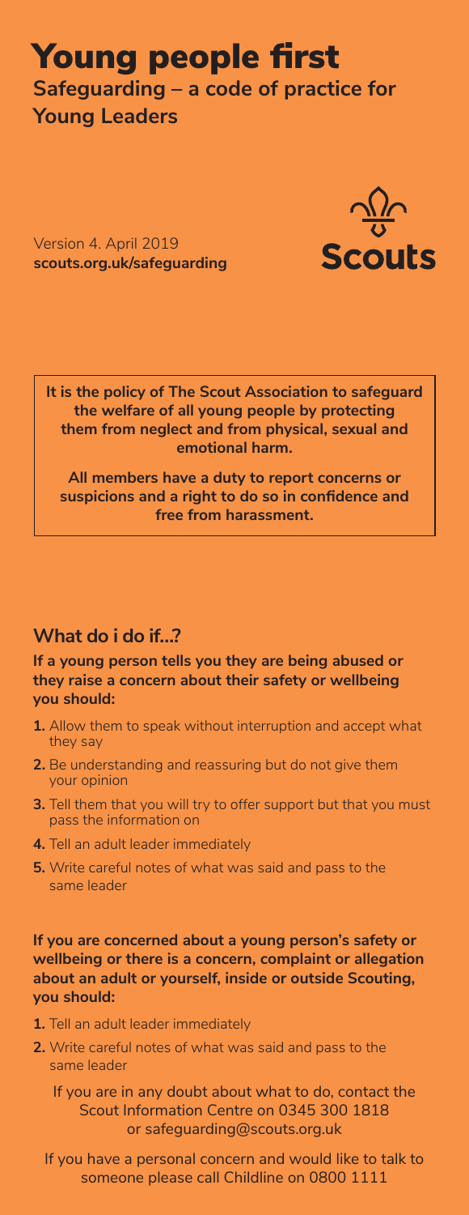# Young people first

## Safeguarding – a code of practice for Young Leaders

Version 4. April 2019
**scouts.org.uk/safeguarding**

Scouts

**It is the policy of The Scout Association to safeguard the welfare of all young people by protecting them from neglect and from physical, sexual and emotional harm.**

**All members have a duty to report concerns or suspicions and a right to do so in confidence and free from harassment.**

## What do i do if...?

**If a young person tells you they are being abused or they raise a concern about their safety or wellbeing you should:**

1. Allow them to speak without interruption and accept what they say
2. Be understanding and reassuring but do not give them your opinion
3. Tell them that you will try to offer support but that you must pass the information on
4. Tell an adult leader immediately
5. Write careful notes of what was said and pass to the same leader

**If you are concerned about a young person's safety or wellbeing or there is a concern, complaint or allegation about an adult or yourself, inside or outside Scouting, you should:**

1. Tell an adult leader immediately
2. Write careful notes of what was said and pass to the same leader

If you are in any doubt about what to do, contact the Scout Information Centre on 0345 300 1818 or safeguarding@scouts.org.uk

If you have a personal concern and would like to talk to someone please call Childline on 0800 1111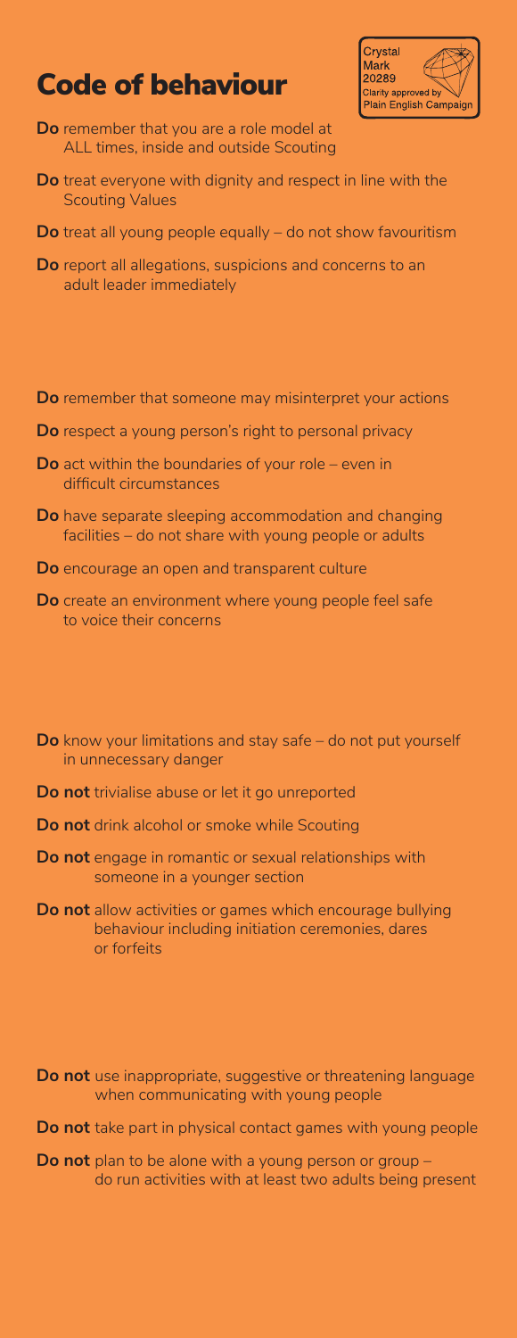# Code of behaviour

Crystal Mark 20289 Clarity approved by Plain English Campaign

**Do** remember that you are a role model at ALL times, inside and outside Scouting

**Do** treat everyone with dignity and respect in line with the Scouting Values

**Do** treat all young people equally – do not show favouritism

**Do** report all allegations, suspicions and concerns to an adult leader immediately

**Do** remember that someone may misinterpret your actions

**Do** respect a young person's right to personal privacy

**Do** act within the boundaries of your role – even in difficult circumstances

**Do** have separate sleeping accommodation and changing facilities – do not share with young people or adults

**Do** encourage an open and transparent culture

**Do** create an environment where young people feel safe to voice their concerns

**Do** know your limitations and stay safe – do not put yourself in unnecessary danger

**Do not** trivialise abuse or let it go unreported

**Do not** drink alcohol or smoke while Scouting

**Do not** engage in romantic or sexual relationships with someone in a younger section

**Do not** allow activities or games which encourage bullying behaviour including initiation ceremonies, dares or forfeits

**Do not** use inappropriate, suggestive or threatening language when communicating with young people

**Do not** take part in physical contact games with young people

**Do not** plan to be alone with a young person or group – do run activities with at least two adults being present